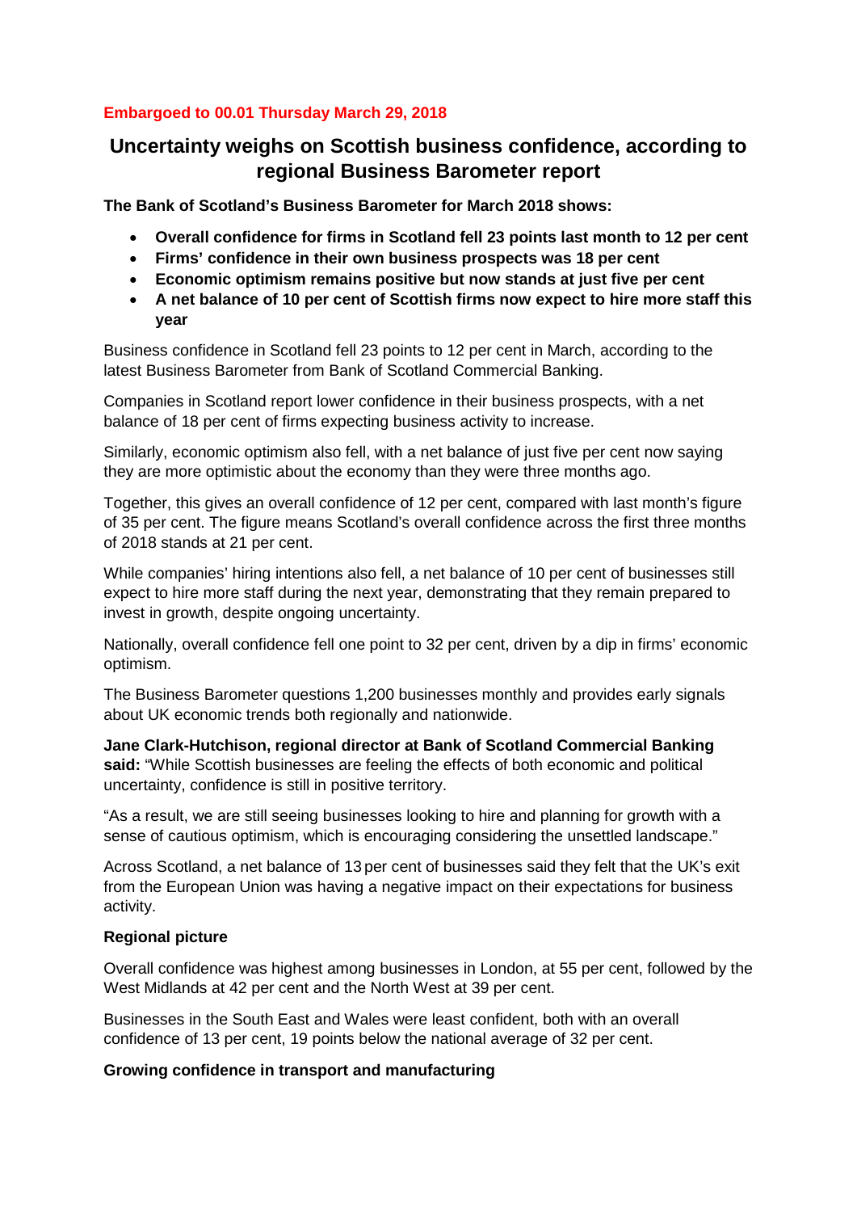**Embargoed to 00.01 Thursday March 29, 2018**

# Uncertainty weighs on Scottish business confidence, according to regional Business Barometer report

**The Bank of Scotland's Business Barometer for March 2018 shows:**

- **Overall confidence for firms in Scotland fell 23 points last month to 12 per cent**
- **Firms' confidence in their own business prospects was 18 per cent**
- **Economic optimism remains positive but now stands at just five per cent**
- **A net balance of 10 per cent of Scottish firms now expect to hire more staff this year**

Business confidence in Scotland fell 23 points to 12 per cent in March, according to the latest Business Barometer from Bank of Scotland Commercial Banking.

Companies in Scotland report lower confidence in their business prospects, with a net balance of 18 per cent of firms expecting business activity to increase.

Similarly, economic optimism also fell, with a net balance of just five per cent now saying they are more optimistic about the economy than they were three months ago.

Together, this gives an overall confidence of 12 per cent, compared with last month's figure of 35 per cent. The figure means Scotland's overall confidence across the first three months of 2018 stands at 21 per cent.

While companies' hiring intentions also fell, a net balance of 10 per cent of businesses still expect to hire more staff during the next year, demonstrating that they remain prepared to invest in growth, despite ongoing uncertainty.

Nationally, overall confidence fell one point to 32 per cent, driven by a dip in firms' economic optimism.

The Business Barometer questions 1,200 businesses monthly and provides early signals about UK economic trends both regionally and nationwide.

**Jane Clark-Hutchison, regional director at Bank of Scotland Commercial Banking said:** "While Scottish businesses are feeling the effects of both economic and political uncertainty, confidence is still in positive territory.

"As a result, we are still seeing businesses looking to hire and planning for growth with a sense of cautious optimism, which is encouraging considering the unsettled landscape."

Across Scotland, a net balance of 13 per cent of businesses said they felt that the UK's exit from the European Union was having a negative impact on their expectations for business activity.

### Regional picture

Overall confidence was highest among businesses in London, at 55 per cent, followed by the West Midlands at 42 per cent and the North West at 39 per cent.

Businesses in the South East and Wales were least confident, both with an overall confidence of 13 per cent, 19 points below the national average of 32 per cent.

### Growing confidence in transport and manufacturing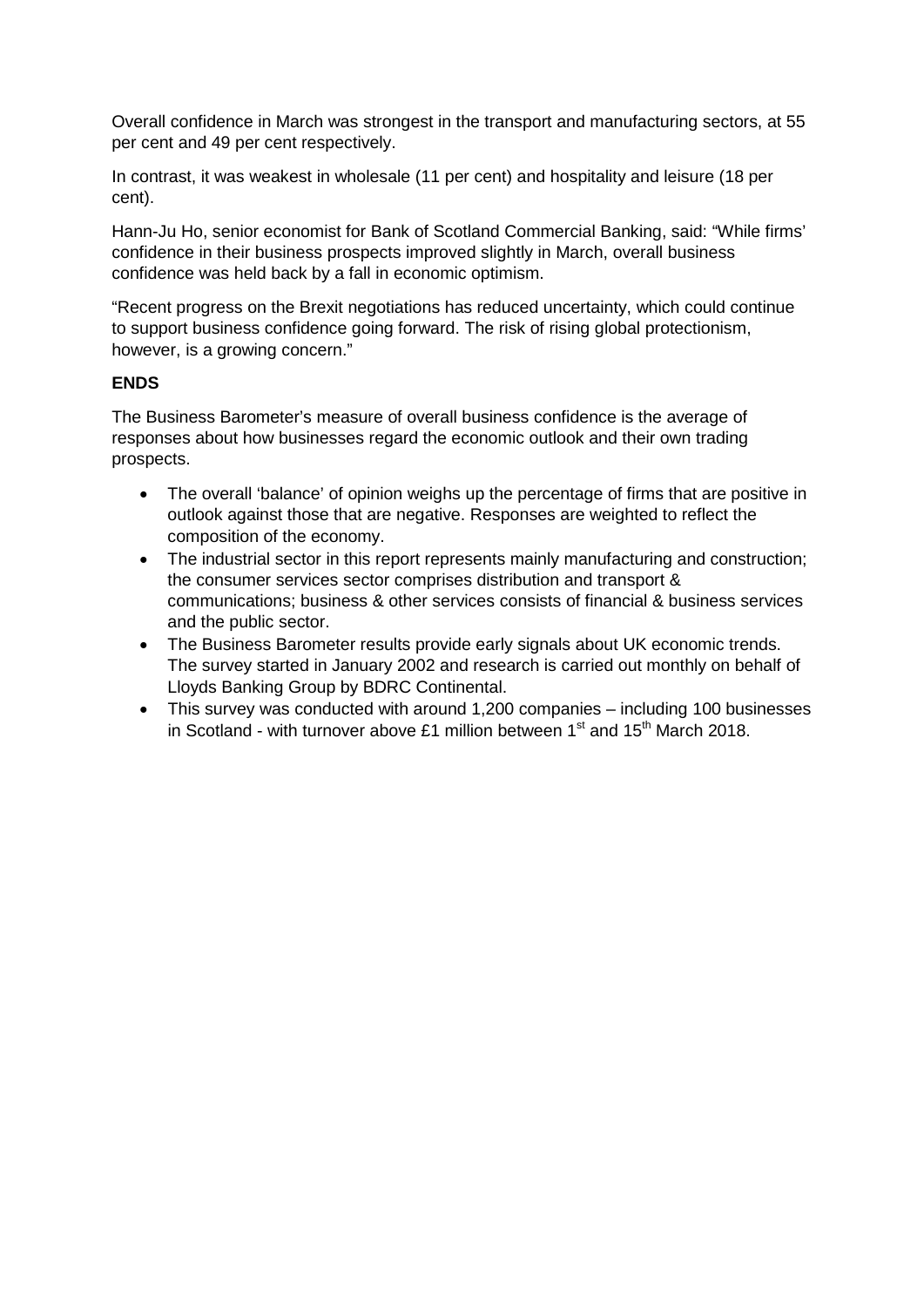Overall confidence in March was strongest in the transport and manufacturing sectors, at 55 per cent and 49 per cent respectively.

In contrast, it was weakest in wholesale (11 per cent) and hospitality and leisure (18 per cent).

Hann-Ju Ho, senior economist for Bank of Scotland Commercial Banking, said: "While firms' confidence in their business prospects improved slightly in March, overall business confidence was held back by a fall in economic optimism.

"Recent progress on the Brexit negotiations has reduced uncertainty, which could continue to support business confidence going forward. The risk of rising global protectionism, however, is a growing concern."

**ENDS**

The Business Barometer's measure of overall business confidence is the average of responses about how businesses regard the economic outlook and their own trading prospects.

- The overall 'balance' of opinion weighs up the percentage of firms that are positive in outlook against those that are negative. Responses are weighted to reflect the composition of the economy.
- The industrial sector in this report represents mainly manufacturing and construction; the consumer services sector comprises distribution and transport & communications; business & other services consists of financial & business services and the public sector.
- The Business Barometer results provide early signals about UK economic trends. The survey started in January 2002 and research is carried out monthly on behalf of Lloyds Banking Group by BDRC Continental.
- This survey was conducted with around 1,200 companies – including 100 businesses in Scotland - with turnover above £1 million between 1st and 15th March 2018.